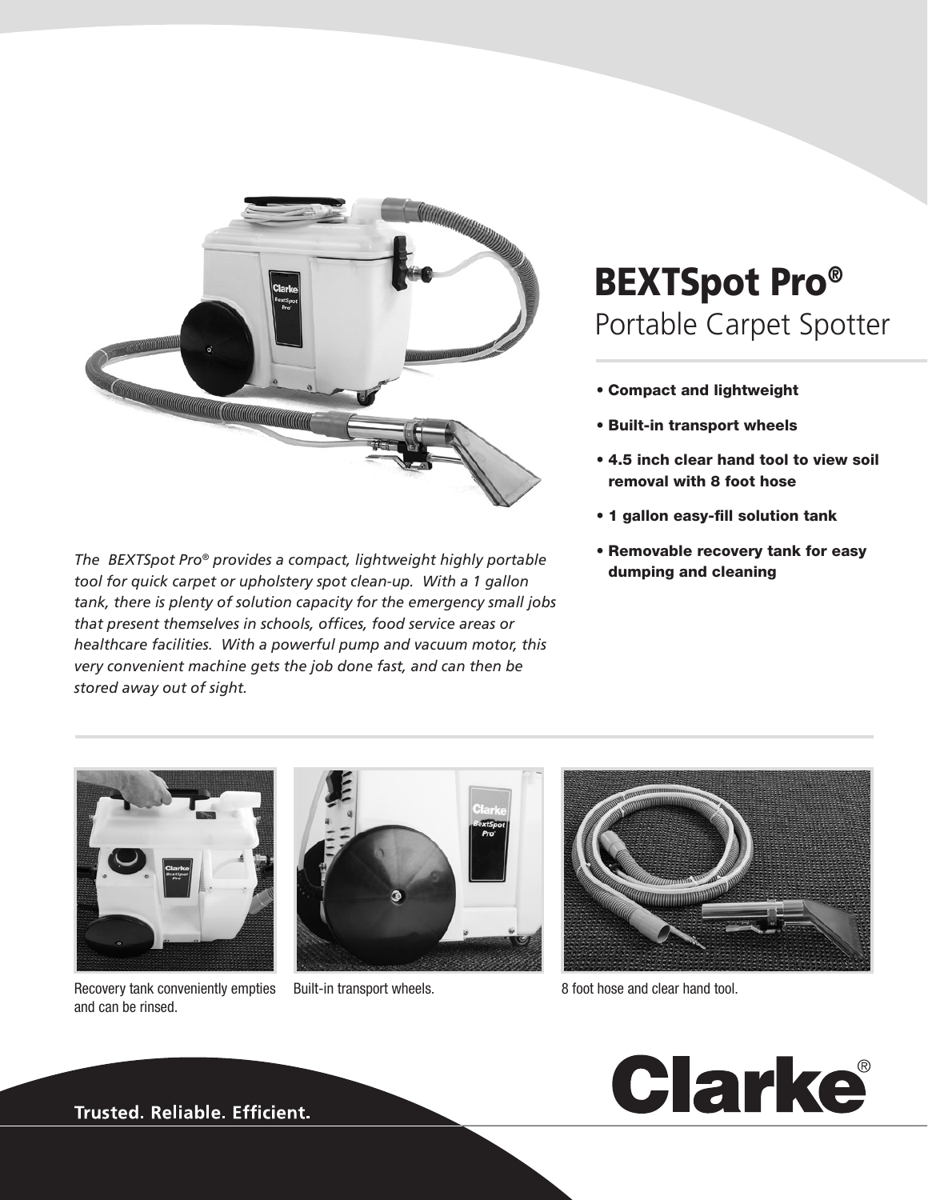# BEXTSpot Pro®

## Portable Carpet Spotter

- **Compact and lightweight**
- **Built-in transport wheels**
- **4.5 inch clear hand tool to view soil removal with 8 foot hose**
- **1 gallon easy-fill solution tank**
- **Removable recovery tank for easy dumping and cleaning**

*The BEXTSpot Pro® provides a compact, lightweight highly portable tool for quick carpet or upholstery spot clean-up. With a 1 gallon tank, there is plenty of solution capacity for the emergency small jobs that present themselves in schools, offices, food service areas or healthcare facilities. With a powerful pump and vacuum motor, this very convenient machine gets the job done fast, and can then be stored away out of sight.*

Recovery tank conveniently empties and can be rinsed.

Built-in transport wheels.

8 foot hose and clear hand tool.

Clarke®

Trusted. Reliable. Efficient.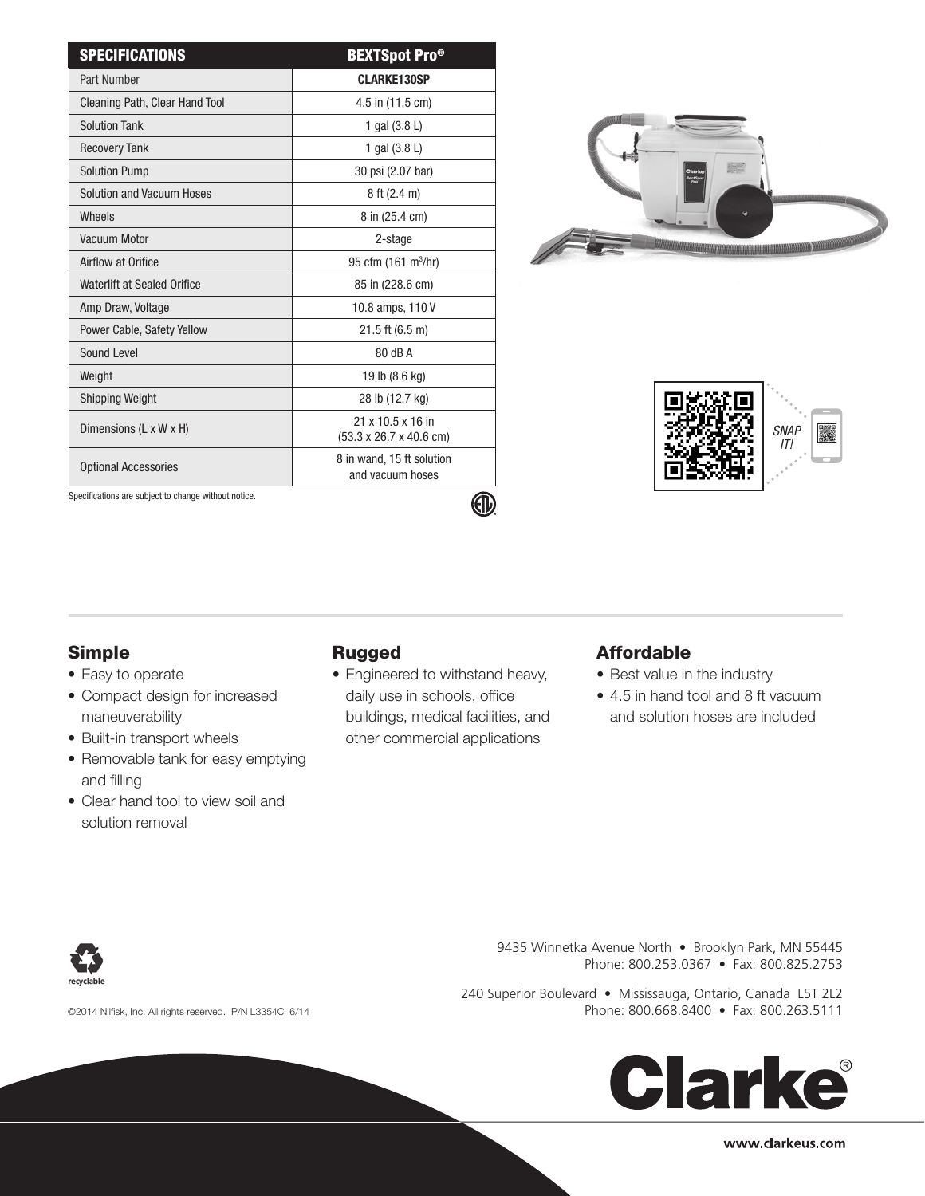| SPECIFICATIONS | BEXTSpot Pro® |
| --- | --- |
| Part Number | **CLARKE130SP** |
| Cleaning Path, Clear Hand Tool | 4.5 in (11.5 cm) |
| Solution Tank | 1 gal (3.8 L) |
| Recovery Tank | 1 gal (3.8 L) |
| Solution Pump | 30 psi (2.07 bar) |
| Solution and Vacuum Hoses | 8 ft (2.4 m) |
| Wheels | 8 in (25.4 cm) |
| Vacuum Motor | 2-stage |
| Airflow at Orifice | 95 cfm (161 $m^3$/hr) |
| Waterlift at Sealed Orifice | 85 in (228.6 cm) |
| Amp Draw, Voltage | 10.8 amps, 110 V |
| Power Cable, Safety Yellow | 21.5 ft (6.5 m) |
| Sound Level | 80 dB A |
| Weight | 19 lb (8.6 kg) |
| Shipping Weight | 28 lb (12.7 kg) |
| Dimensions (L x W x H) | 21 x 10.5 x 16 in (53.3 x 26.7 x 40.6 cm) |
| Optional Accessories | 8 in wand, 15 ft solution and vacuum hoses |

Specifications are subject to change without notice.

*SNAP IT!*

### Simple

- Easy to operate
- Compact design for increased maneuverability
- Built-in transport wheels
- Removable tank for easy emptying and filling
- Clear hand tool to view soil and solution removal

### Rugged

- Engineered to withstand heavy, daily use in schools, office buildings, medical facilities, and other commercial applications

### Affordable

- Best value in the industry
- 4.5 in hand tool and 8 ft vacuum and solution hoses are included

recyclable

©2014 Nilfisk, Inc. All rights reserved. P/N L3354C 6/14

9435 Winnetka Avenue North • Brooklyn Park, MN 55445
Phone: 800.253.0367 • Fax: 800.825.2753

240 Superior Boulevard • Mississauga, Ontario, Canada L5T 2L2
Phone: 800.668.8400 • Fax: 800.263.5111

**Clarke®**

www.clarkeus.com